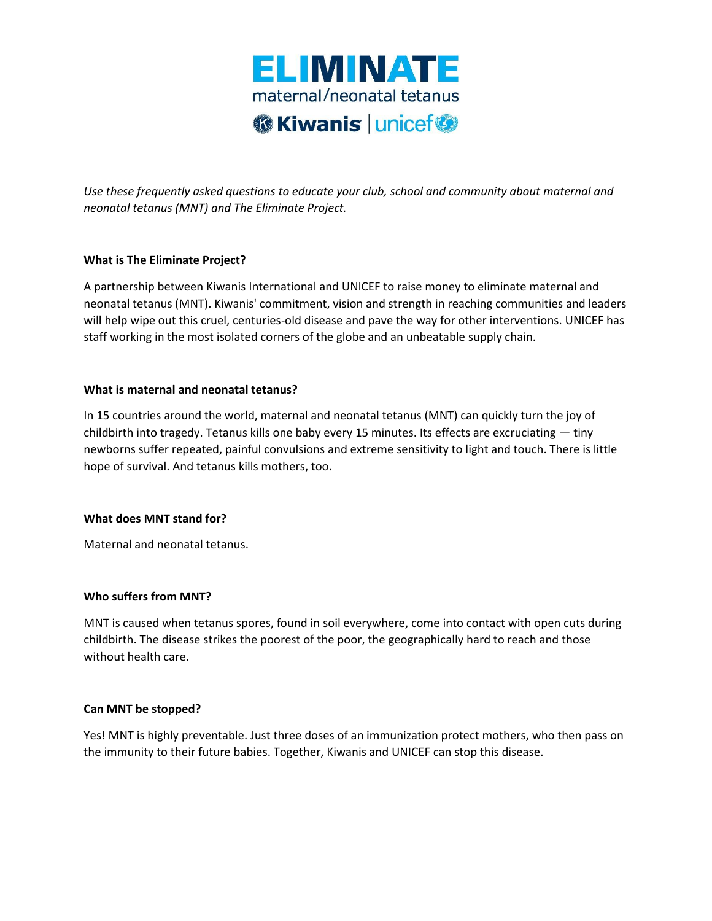# ELIMINATE

maternal/neonatal tetanus

Kiwanis | unicef

*Use these frequently asked questions to educate your club, school and community about maternal and neonatal tetanus (MNT) and The Eliminate Project.*

**What is The Eliminate Project?**

A partnership between Kiwanis International and UNICEF to raise money to eliminate maternal and neonatal tetanus (MNT). Kiwanis' commitment, vision and strength in reaching communities and leaders will help wipe out this cruel, centuries-old disease and pave the way for other interventions. UNICEF has staff working in the most isolated corners of the globe and an unbeatable supply chain.

**What is maternal and neonatal tetanus?**

In 15 countries around the world, maternal and neonatal tetanus (MNT) can quickly turn the joy of childbirth into tragedy. Tetanus kills one baby every 15 minutes. Its effects are excruciating — tiny newborns suffer repeated, painful convulsions and extreme sensitivity to light and touch. There is little hope of survival. And tetanus kills mothers, too.

**What does MNT stand for?**

Maternal and neonatal tetanus.

**Who suffers from MNT?**

MNT is caused when tetanus spores, found in soil everywhere, come into contact with open cuts during childbirth. The disease strikes the poorest of the poor, the geographically hard to reach and those without health care.

**Can MNT be stopped?**

Yes! MNT is highly preventable. Just three doses of an immunization protect mothers, who then pass on the immunity to their future babies. Together, Kiwanis and UNICEF can stop this disease.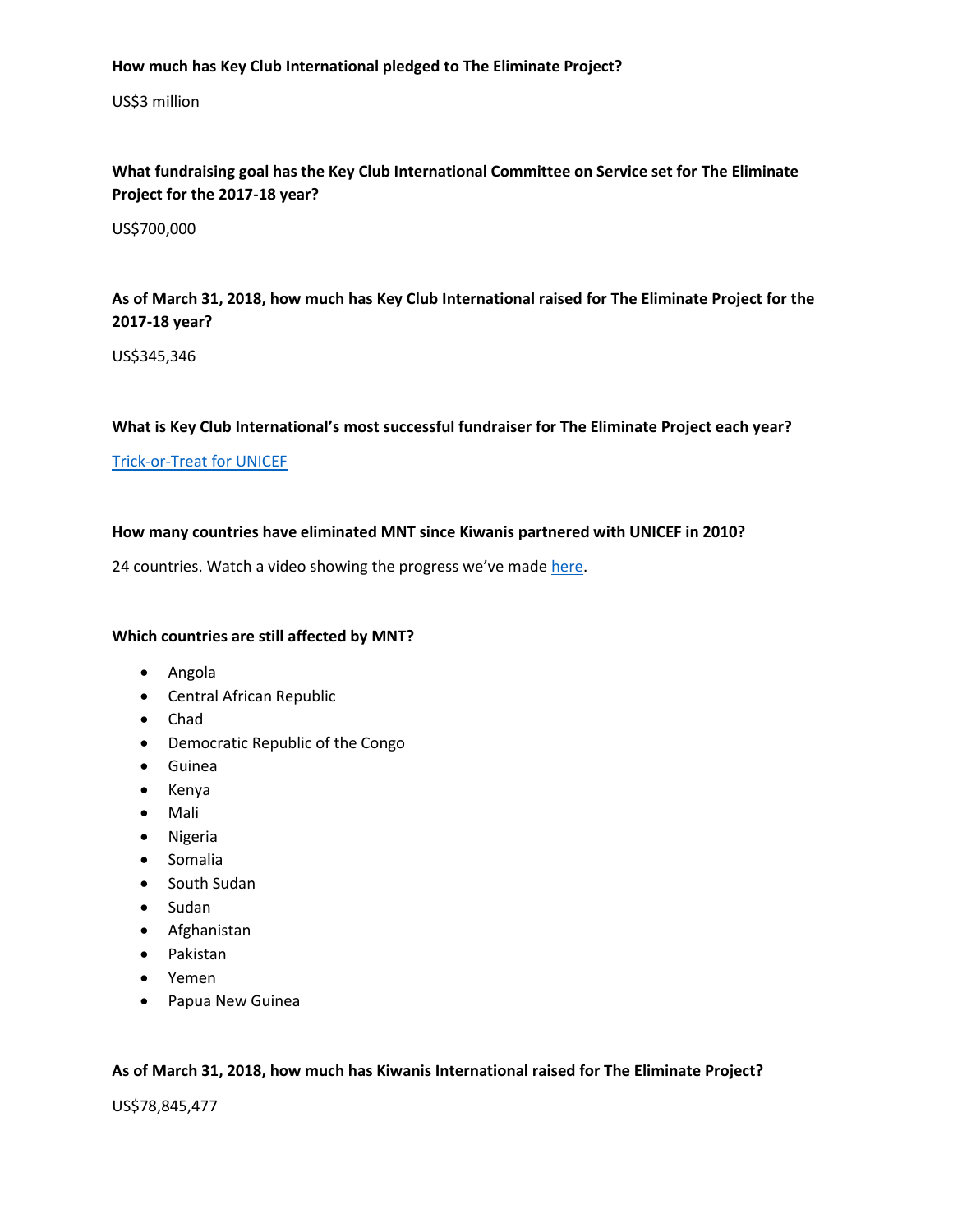**How much has Key Club International pledged to The Eliminate Project?**

US$3 million

**What fundraising goal has the Key Club International Committee on Service set for The Eliminate Project for the 2017-18 year?**

US$700,000

**As of March 31, 2018, how much has Key Club International raised for The Eliminate Project for the 2017-18 year?**

US$345,346

**What is Key Club International's most successful fundraiser for The Eliminate Project each year?**

Trick-or-Treat for UNICEF

**How many countries have eliminated MNT since Kiwanis partnered with UNICEF in 2010?**

24 countries. Watch a video showing the progress we've made here.

**Which countries are still affected by MNT?**

- Angola
- Central African Republic
- Chad
- Democratic Republic of the Congo
- Guinea
- Kenya
- Mali
- Nigeria
- Somalia
- South Sudan
- Sudan
- Afghanistan
- Pakistan
- Yemen
- Papua New Guinea

**As of March 31, 2018, how much has Kiwanis International raised for The Eliminate Project?**

US$78,845,477